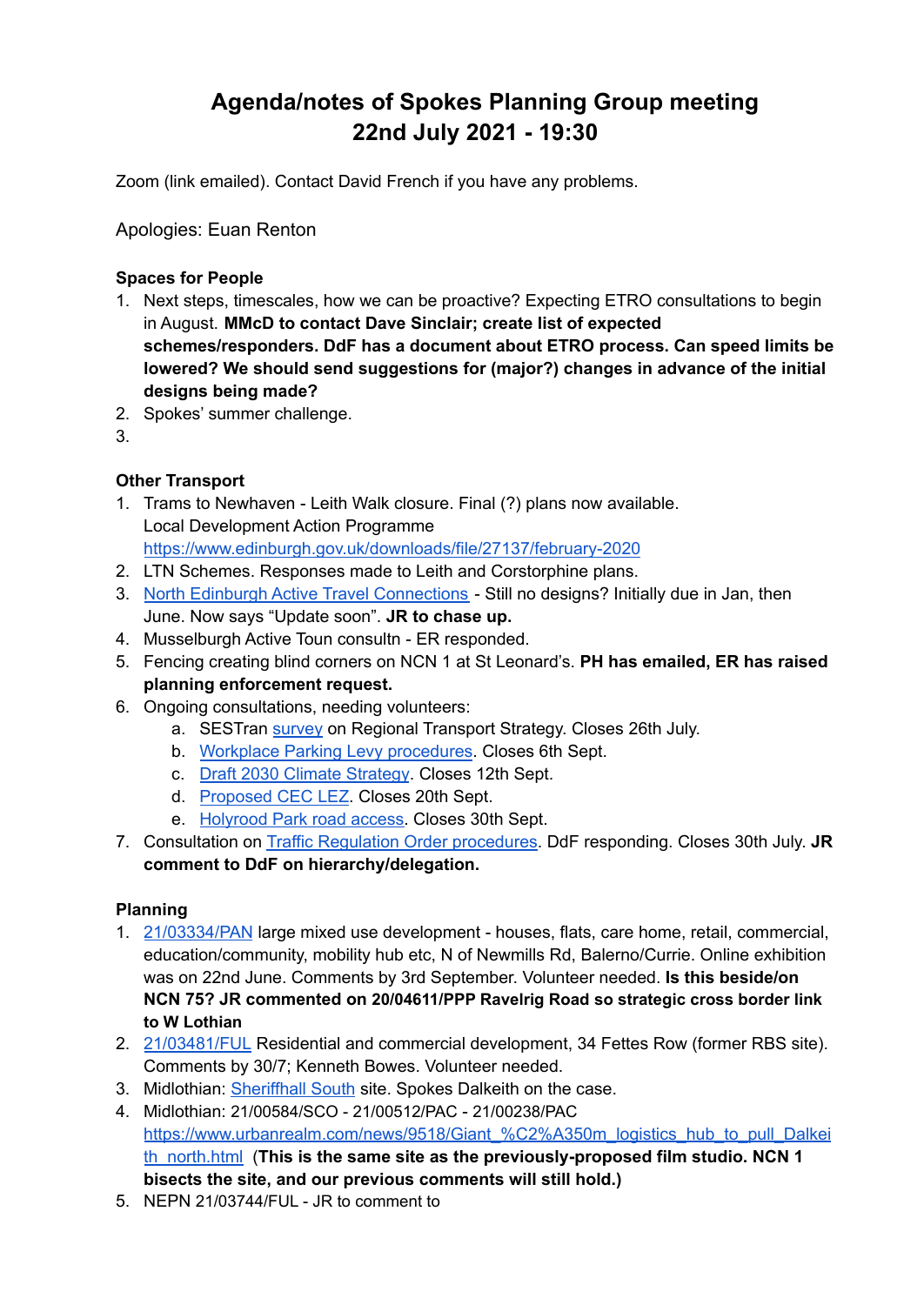# Agenda/notes of Spokes Planning Group meeting
# 22nd July 2021 - 19:30

Zoom (link emailed). Contact David French if you have any problems.

Apologies: Euan Renton

**Spaces for People**

1. Next steps, timescales, how we can be proactive? Expecting ETRO consultations to begin in August. **MMcD to contact Dave Sinclair; create list of expected schemes/responders. DdF has a document about ETRO process. Can speed limits be lowered? We should send suggestions for (major?) changes in advance of the initial designs being made?**
2. Spokes' summer challenge.
3. 

**Other Transport**

1. Trams to Newhaven - Leith Walk closure. Final (?) plans now available.
   Local Development Action Programme
   https://www.edinburgh.gov.uk/downloads/file/27137/february-2020
2. LTN Schemes. Responses made to Leith and Corstorphine plans.
3. North Edinburgh Active Travel Connections - Still no designs? Initially due in Jan, then June. Now says "Update soon". **JR to chase up.**
4. Musselburgh Active Toun consultn - ER responded.
5. Fencing creating blind corners on NCN 1 at St Leonard's. **PH has emailed, ER has raised planning enforcement request.**
6. Ongoing consultations, needing volunteers:
   a. SESTran survey on Regional Transport Strategy. Closes 26th July.
   b. Workplace Parking Levy procedures. Closes 6th Sept.
   c. Draft 2030 Climate Strategy. Closes 12th Sept.
   d. Proposed CEC LEZ. Closes 20th Sept.
   e. Holyrood Park road access. Closes 30th Sept.
7. Consultation on Traffic Regulation Order procedures. DdF responding. Closes 30th July. **JR comment to DdF on hierarchy/delegation.**

**Planning**

1. 21/03334/PAN large mixed use development - houses, flats, care home, retail, commercial, education/community, mobility hub etc, N of Newmills Rd, Balerno/Currie. Online exhibition was on 22nd June. Comments by 3rd September. Volunteer needed. **Is this beside/on NCN 75? JR commented on 20/04611/PPP Ravelrig Road so strategic cross border link to W Lothian**
2. 21/03481/FUL Residential and commercial development, 34 Fettes Row (former RBS site). Comments by 30/7; Kenneth Bowes. Volunteer needed.
3. Midlothian: Sheriffhall South site. Spokes Dalkeith on the case.
4. Midlothian: 21/00584/SCO - 21/00512/PAC - 21/00238/PAC
   https://www.urbanrealm.com/news/9518/Giant_%C2%A350m_logistics_hub_to_pull_Dalkeith_north.html (**This is the same site as the previously-proposed film studio. NCN 1 bisects the site, and our previous comments will still hold.)**
5. NEPN 21/03744/FUL - JR to comment to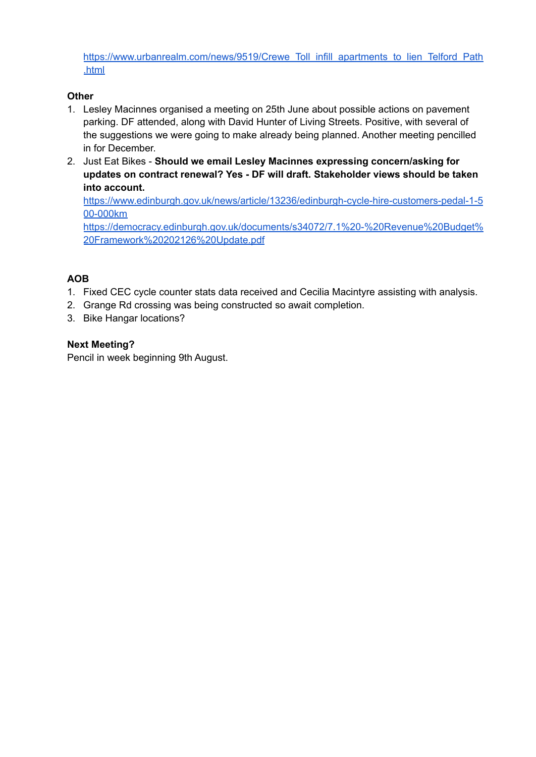https://www.urbanrealm.com/news/9519/Crewe_Toll_infill_apartments_to_lien_Telford_Path.html

**Other**

1. Lesley Macinnes organised a meeting on 25th June about possible actions on pavement parking. DF attended, along with David Hunter of Living Streets. Positive, with several of the suggestions we were going to make already being planned. Another meeting pencilled in for December.
2. Just Eat Bikes - **Should we email Lesley Macinnes expressing concern/asking for updates on contract renewal? Yes - DF will draft. Stakeholder views should be taken into account.**
   https://www.edinburgh.gov.uk/news/article/13236/edinburgh-cycle-hire-customers-pedal-1-500-000km
   https://democracy.edinburgh.gov.uk/documents/s34072/7.1%20-%20Revenue%20Budget%20Framework%20202126%20Update.pdf

**AOB**

1. Fixed CEC cycle counter stats data received and Cecilia Macintyre assisting with analysis.
2. Grange Rd crossing was being constructed so await completion.
3. Bike Hangar locations?

**Next Meeting?**

Pencil in week beginning 9th August.